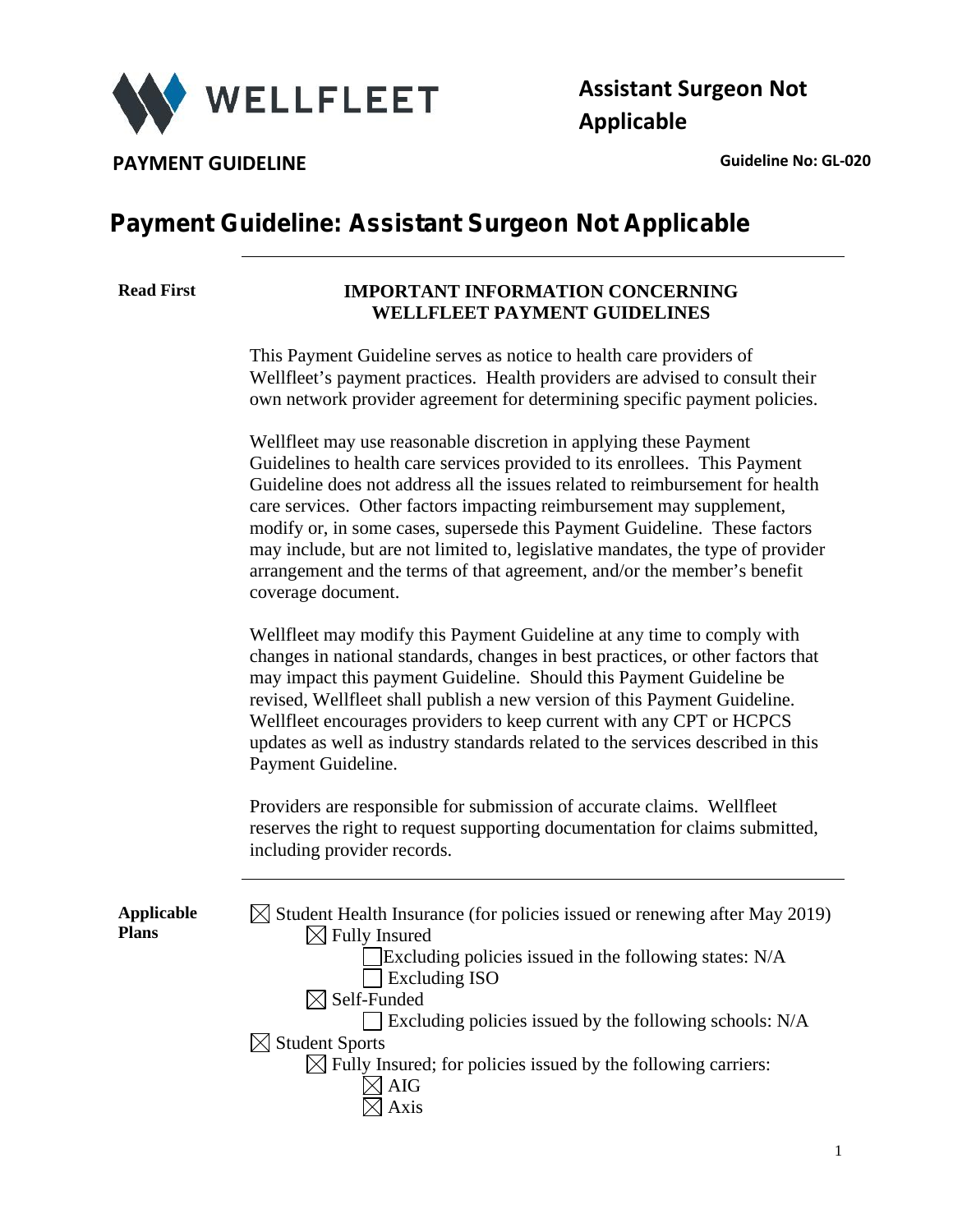**WELLFLEET**

**Assistant Surgeon Not Applicable**

**PAYMENT GUIDELINE**

**Guideline No: GL-020**

# Payment Guideline: Assistant Surgeon Not Applicable

**Read First**

**IMPORTANT INFORMATION CONCERNING WELLFLEET PAYMENT GUIDELINES**

This Payment Guideline serves as notice to health care providers of Wellfleet's payment practices. Health providers are advised to consult their own network provider agreement for determining specific payment policies.

Wellfleet may use reasonable discretion in applying these Payment Guidelines to health care services provided to its enrollees. This Payment Guideline does not address all the issues related to reimbursement for health care services. Other factors impacting reimbursement may supplement, modify or, in some cases, supersede this Payment Guideline. These factors may include, but are not limited to, legislative mandates, the type of provider arrangement and the terms of that agreement, and/or the member's benefit coverage document.

Wellfleet may modify this Payment Guideline at any time to comply with changes in national standards, changes in best practices, or other factors that may impact this payment Guideline. Should this Payment Guideline be revised, Wellfleet shall publish a new version of this Payment Guideline. Wellfleet encourages providers to keep current with any CPT or HCPCS updates as well as industry standards related to the services described in this Payment Guideline.

Providers are responsible for submission of accurate claims. Wellfleet reserves the right to request supporting documentation for claims submitted, including provider records.

**Applicable Plans**

- ☒ Student Health Insurance (for policies issued or renewing after May 2019)
  - ☒ Fully Insured
    - ☐ Excluding policies issued in the following states: N/A
    - ☐ Excluding ISO
  - ☒ Self-Funded
    - ☐ Excluding policies issued by the following schools: N/A
- ☒ Student Sports
  - ☒ Fully Insured; for policies issued by the following carriers:
    - ☒ AIG
    - ☒ Axis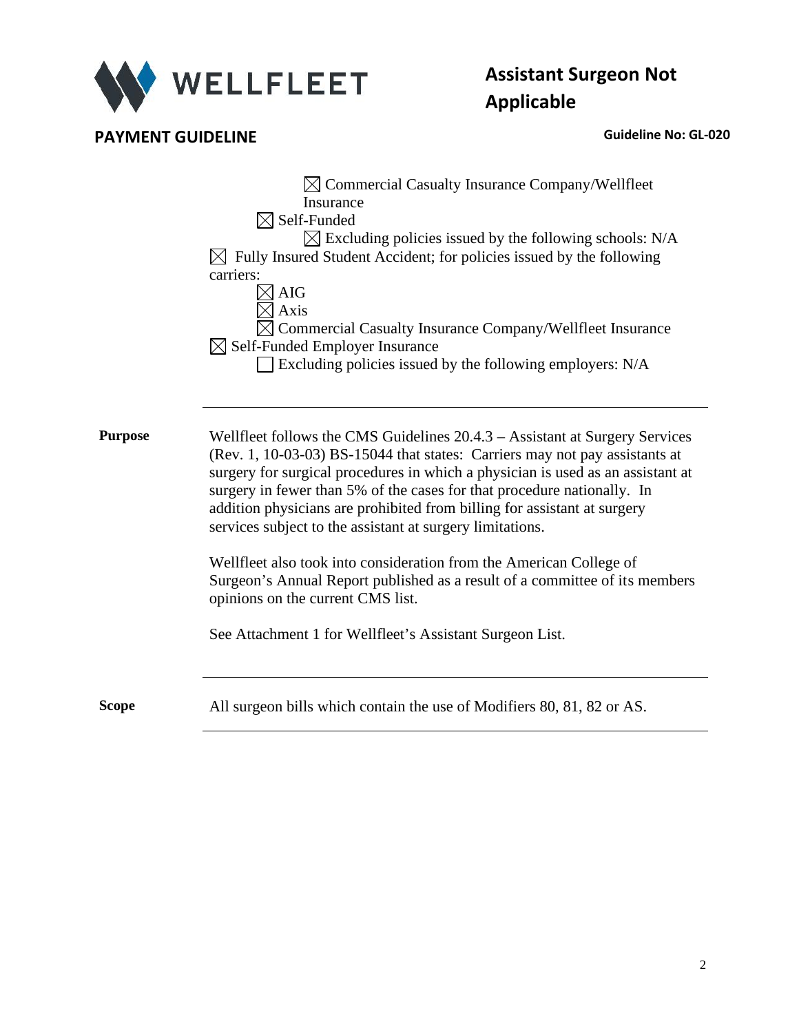# Assistant Surgeon Not Applicable

**PAYMENT GUIDELINE**

**Guideline No: GL-020**

- ☒ Commercial Casualty Insurance Company/Wellfleet Insurance
- ☒ Self-Funded
  - ☒ Excluding policies issued by the following schools: N/A
- ☒ Fully Insured Student Accident; for policies issued by the following carriers:
  - ☒ AIG
  - ☒ Axis
  - ☒ Commercial Casualty Insurance Company/Wellfleet Insurance
- ☒ Self-Funded Employer Insurance
  - ☐ Excluding policies issued by the following employers: N/A

---

**Purpose**

Wellfleet follows the CMS Guidelines 20.4.3 – Assistant at Surgery Services (Rev. 1, 10-03-03) BS-15044 that states: Carriers may not pay assistants at surgery for surgical procedures in which a physician is used as an assistant at surgery in fewer than 5% of the cases for that procedure nationally. In addition physicians are prohibited from billing for assistant at surgery services subject to the assistant at surgery limitations.

Wellfleet also took into consideration from the American College of Surgeon's Annual Report published as a result of a committee of its members opinions on the current CMS list.

See Attachment 1 for Wellfleet's Assistant Surgeon List.

---

**Scope**

All surgeon bills which contain the use of Modifiers 80, 81, 82 or AS.

---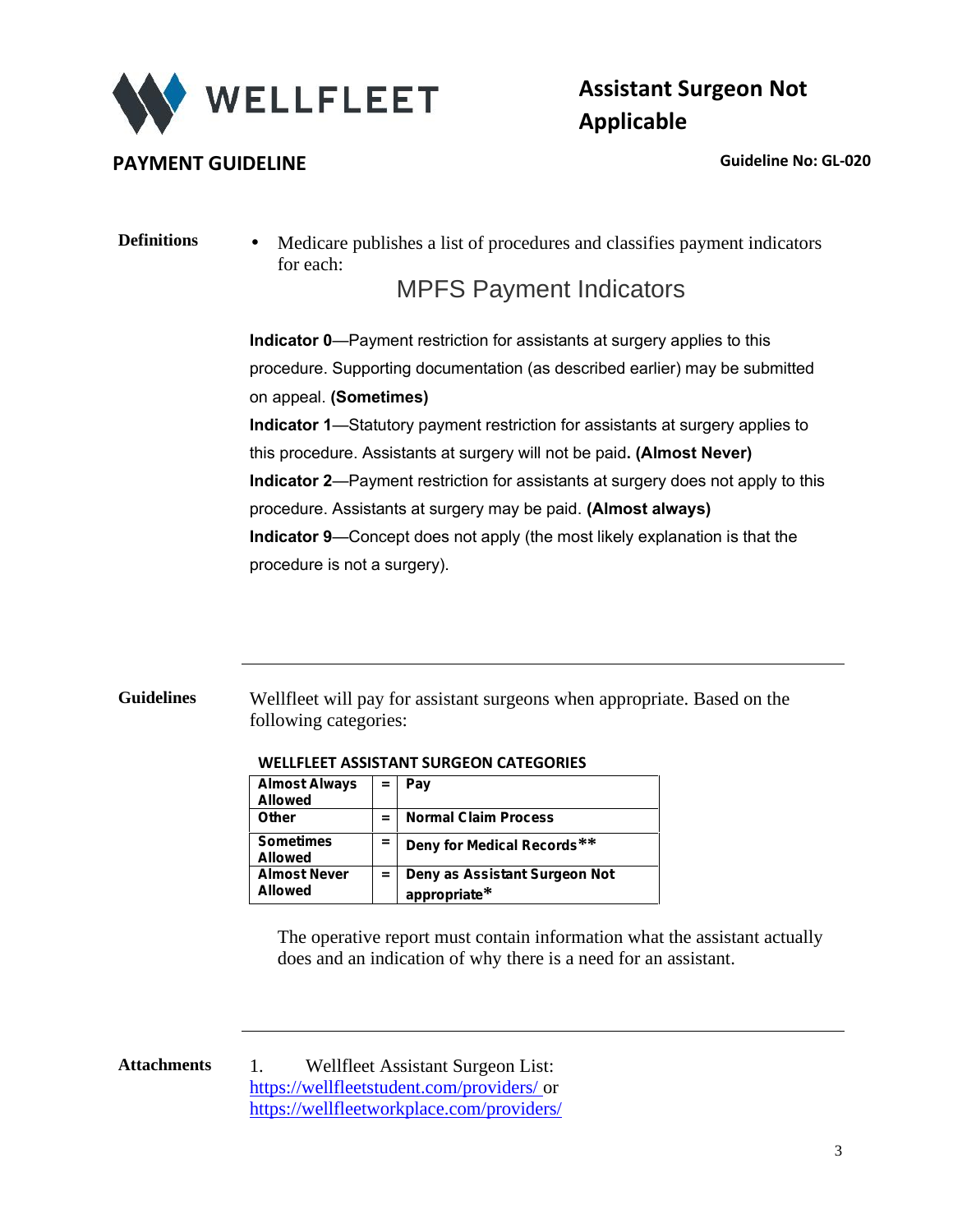# Assistant Surgeon Not Applicable

**PAYMENT GUIDELINE**

**Guideline No: GL-020**

**Definitions**

- Medicare publishes a list of procedures and classifies payment indicators for each:

## MPFS Payment Indicators

**Indicator 0**—Payment restriction for assistants at surgery applies to this procedure. Supporting documentation (as described earlier) may be submitted on appeal. **(Sometimes)**

**Indicator 1**—Statutory payment restriction for assistants at surgery applies to this procedure. Assistants at surgery will not be paid**. (Almost Never)**

**Indicator 2**—Payment restriction for assistants at surgery does not apply to this procedure. Assistants at surgery may be paid. **(Almost always)**

**Indicator 9**—Concept does not apply (the most likely explanation is that the procedure is not a surgery).

---

**Guidelines**

Wellfleet will pay for assistant surgeons when appropriate. Based on the following categories:

**WELLFLEET ASSISTANT SURGEON CATEGORIES**

| | | |
|---|---|---|
| **Almost Always Allowed** | = | **Pay** |
| **Other** | = | **Normal Claim Process** |
| **Sometimes Allowed** | = | **Deny for Medical Records**** |
| **Almost Never Allowed** | = | **Deny as Assistant Surgeon Not appropriate*** |

The operative report must contain information what the assistant actually does and an indication of why there is a need for an assistant.

---

**Attachments**

1. Wellfleet Assistant Surgeon List: https://wellfleetstudent.com/providers/ or https://wellfleetworkplace.com/providers/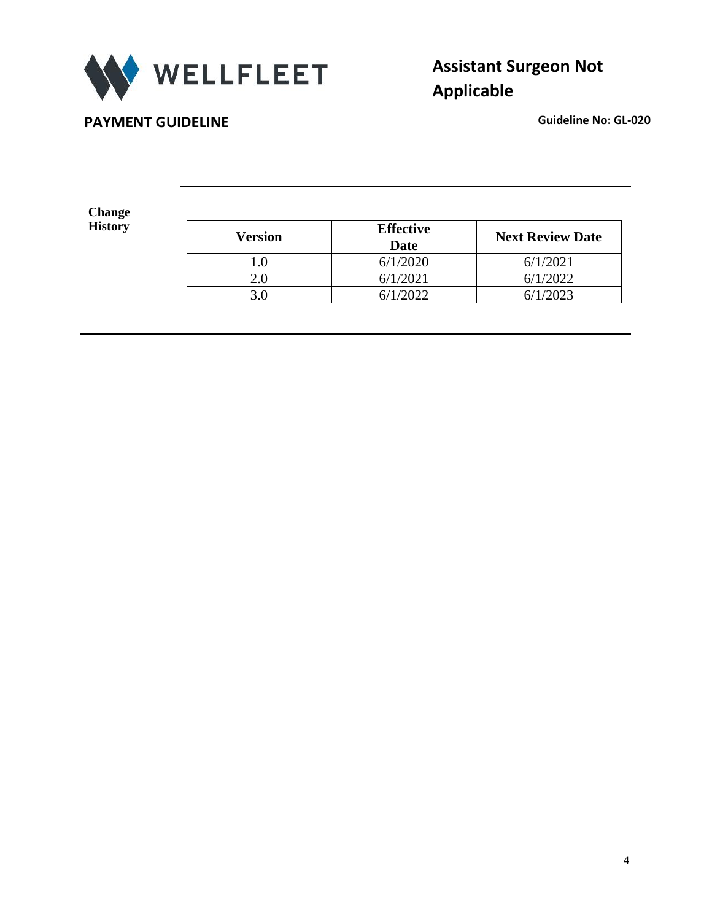**Change History**

| Version | Effective Date | Next Review Date |
|---|---|---|
| 1.0 | 6/1/2020 | 6/1/2021 |
| 2.0 | 6/1/2021 | 6/1/2022 |
| 3.0 | 6/1/2022 | 6/1/2023 |